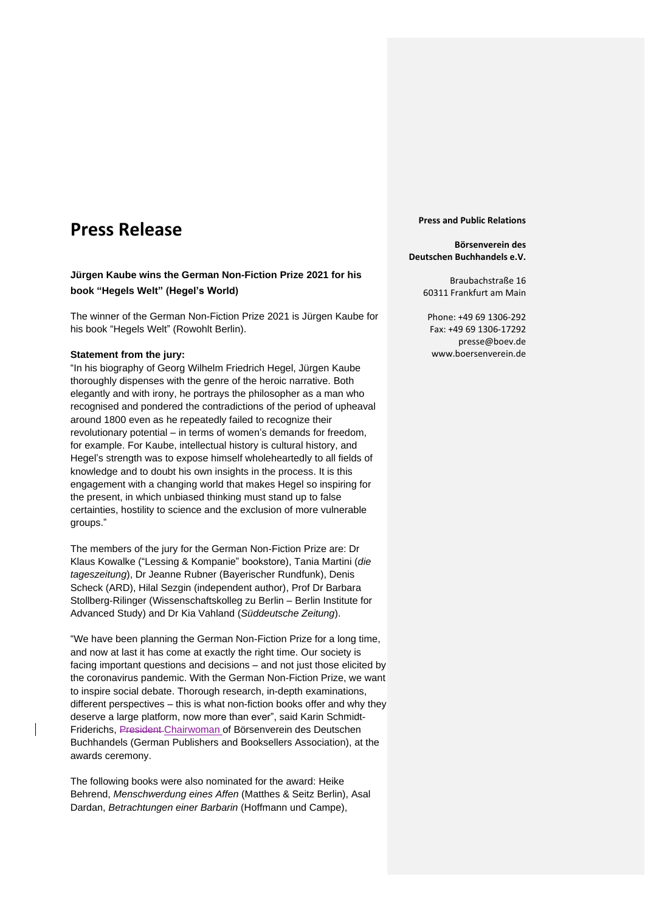# Press Release

**Press and Public Relations**

**Börsenverein des Deutschen Buchhandels e.V.**

Braubachstraße 16
60311 Frankfurt am Main

Phone: +49 69 1306-292
Fax: +49 69 1306-17292
presse@boev.de
www.boersenverein.de

**Jürgen Kaube wins the German Non-Fiction Prize 2021 for his book "Hegels Welt" (Hegel's World)**

The winner of the German Non-Fiction Prize 2021 is Jürgen Kaube for his book "Hegels Welt" (Rowohlt Berlin).

**Statement from the jury:**

"In his biography of Georg Wilhelm Friedrich Hegel, Jürgen Kaube thoroughly dispenses with the genre of the heroic narrative. Both elegantly and with irony, he portrays the philosopher as a man who recognised and pondered the contradictions of the period of upheaval around 1800 even as he repeatedly failed to recognize their revolutionary potential – in terms of women's demands for freedom, for example. For Kaube, intellectual history is cultural history, and Hegel's strength was to expose himself wholeheartedly to all fields of knowledge and to doubt his own insights in the process. It is this engagement with a changing world that makes Hegel so inspiring for the present, in which unbiased thinking must stand up to false certainties, hostility to science and the exclusion of more vulnerable groups."

The members of the jury for the German Non-Fiction Prize are: Dr Klaus Kowalke ("Lessing & Kompanie" bookstore), Tania Martini (*die tageszeitung*), Dr Jeanne Rubner (Bayerischer Rundfunk), Denis Scheck (ARD), Hilal Sezgin (independent author), Prof Dr Barbara Stollberg-Rilinger (Wissenschaftskolleg zu Berlin – Berlin Institute for Advanced Study) and Dr Kia Vahland (*Süddeutsche Zeitung*).

"We have been planning the German Non-Fiction Prize for a long time, and now at last it has come at exactly the right time. Our society is facing important questions and decisions – and not just those elicited by the coronavirus pandemic. With the German Non-Fiction Prize, we want to inspire social debate. Thorough research, in-depth examinations, different perspectives – this is what non-fiction books offer and why they deserve a large platform, now more than ever", said Karin Schmidt-Friderichs, ~~President~~ Chairwoman of Börsenverein des Deutschen Buchhandels (German Publishers and Booksellers Association), at the awards ceremony.

The following books were also nominated for the award: Heike Behrend, *Menschwerdung eines Affen* (Matthes & Seitz Berlin), Asal Dardan, *Betrachtungen einer Barbarin* (Hoffmann und Campe),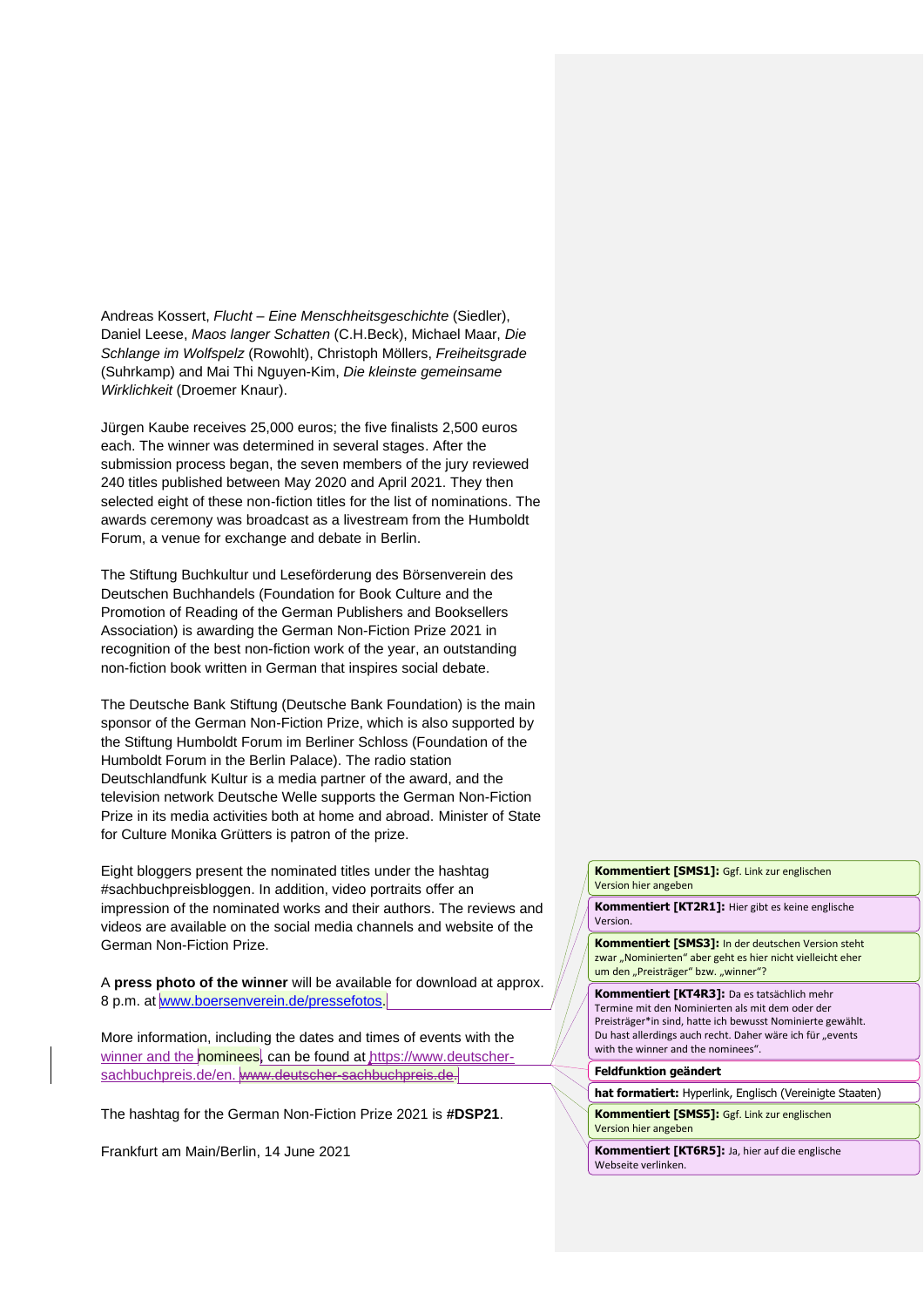Andreas Kossert, *Flucht – Eine Menschheitsgeschichte* (Siedler), Daniel Leese, *Maos langer Schatten* (C.H.Beck), Michael Maar, *Die Schlange im Wolfspelz* (Rowohlt), Christoph Möllers, *Freiheitsgrade* (Suhrkamp) and Mai Thi Nguyen-Kim, *Die kleinste gemeinsame Wirklichkeit* (Droemer Knaur).

Jürgen Kaube receives 25,000 euros; the five finalists 2,500 euros each. The winner was determined in several stages. After the submission process began, the seven members of the jury reviewed 240 titles published between May 2020 and April 2021. They then selected eight of these non-fiction titles for the list of nominations. The awards ceremony was broadcast as a livestream from the Humboldt Forum, a venue for exchange and debate in Berlin.

The Stiftung Buchkultur und Leseförderung des Börsenverein des Deutschen Buchhandels (Foundation for Book Culture and the Promotion of Reading of the German Publishers and Booksellers Association) is awarding the German Non-Fiction Prize 2021 in recognition of the best non-fiction work of the year, an outstanding non-fiction book written in German that inspires social debate.

The Deutsche Bank Stiftung (Deutsche Bank Foundation) is the main sponsor of the German Non-Fiction Prize, which is also supported by the Stiftung Humboldt Forum im Berliner Schloss (Foundation of the Humboldt Forum in the Berlin Palace). The radio station Deutschlandfunk Kultur is a media partner of the award, and the television network Deutsche Welle supports the German Non-Fiction Prize in its media activities both at home and abroad. Minister of State for Culture Monika Grütters is patron of the prize.

Eight bloggers present the nominated titles under the hashtag #sachbuchpreisbloggen. In addition, video portraits offer an impression of the nominated works and their authors. The reviews and videos are available on the social media channels and website of the German Non-Fiction Prize.

A **press photo of the winner** will be available for download at approx. 8 p.m. at www.boersenverein.de/pressefotos.

More information, including the dates and times of events with the winner and the nominees, can be found at https://www.deutscher-sachbuchpreis.de/en. ~~www.deutscher-sachbuchpreis.de.~~

The hashtag for the German Non-Fiction Prize 2021 is **#DSP21**.

Frankfurt am Main/Berlin, 14 June 2021

**Kommentiert [SMS1]:** Ggf. Link zur englischen Version hier angeben

**Kommentiert [KT2R1]:** Hier gibt es keine englische Version.

**Kommentiert [SMS3]:** In der deutschen Version steht zwar „Nominierten" aber geht es hier nicht vielleicht eher um den „Preisträger" bzw. „winner"?

**Kommentiert [KT4R3]:** Da es tatsächlich mehr Termine mit den Nominierten als mit dem oder der Preisträger*in sind, hatte ich bewusst Nominierte gewählt. Du hast allerdings auch recht. Daher wäre ich für „events with the winner and the nominees".

**Feldfunktion geändert**

**hat formatiert:** Hyperlink, Englisch (Vereinigte Staaten)

**Kommentiert [SMS5]:** Ggf. Link zur englischen Version hier angeben

**Kommentiert [KT6R5]:** Ja, hier auf die englische Webseite verlinken.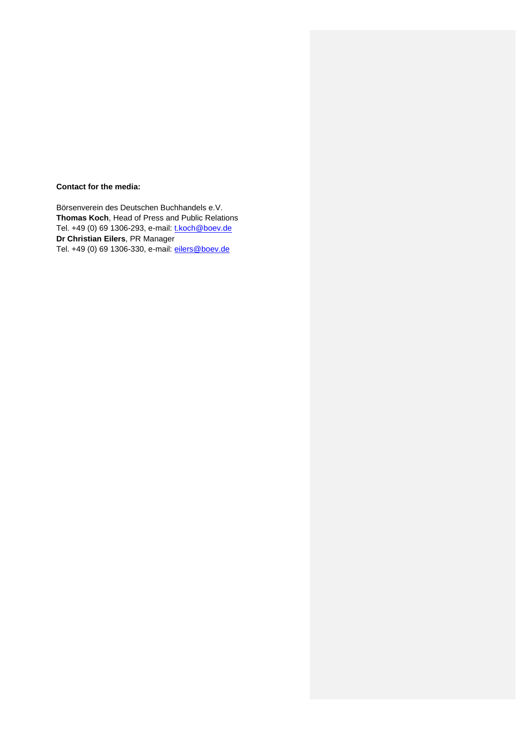**Contact for the media:**

Börsenverein des Deutschen Buchhandels e.V.
**Thomas Koch**, Head of Press and Public Relations
Tel. +49 (0) 69 1306-293, e-mail: t.koch@boev.de
**Dr Christian Eilers**, PR Manager
Tel. +49 (0) 69 1306-330, e-mail: eilers@boev.de